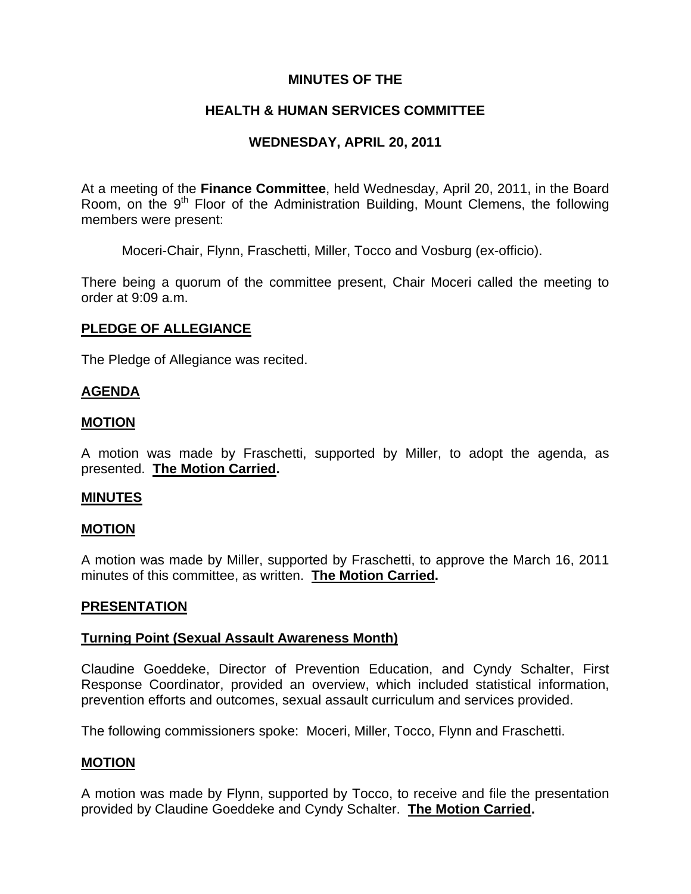# MINUTES OF THE

# HEALTH & HUMAN SERVICES COMMITTEE

# WEDNESDAY, APRIL 20, 2011

At a meeting of the **Finance Committee**, held Wednesday, April 20, 2011, in the Board Room, on the 9th Floor of the Administration Building, Mount Clemens, the following members were present:

Moceri-Chair, Flynn, Fraschetti, Miller, Tocco and Vosburg (ex-officio).

There being a quorum of the committee present, Chair Moceri called the meeting to order at 9:09 a.m.

## PLEDGE OF ALLEGIANCE

The Pledge of Allegiance was recited.

## AGENDA

### MOTION

A motion was made by Fraschetti, supported by Miller, to adopt the agenda, as presented. **The Motion Carried.**

## MINUTES

### MOTION

A motion was made by Miller, supported by Fraschetti, to approve the March 16, 2011 minutes of this committee, as written. **The Motion Carried.**

## PRESENTATION

### Turning Point (Sexual Assault Awareness Month)

Claudine Goeddeke, Director of Prevention Education, and Cyndy Schalter, First Response Coordinator, provided an overview, which included statistical information, prevention efforts and outcomes, sexual assault curriculum and services provided.

The following commissioners spoke: Moceri, Miller, Tocco, Flynn and Fraschetti.

### MOTION

A motion was made by Flynn, supported by Tocco, to receive and file the presentation provided by Claudine Goeddeke and Cyndy Schalter. **The Motion Carried.**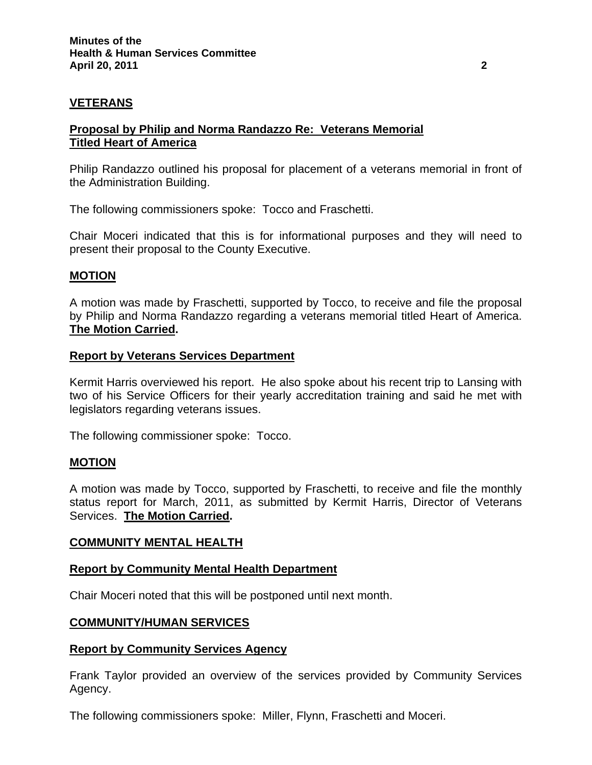## VETERANS

### Proposal by Philip and Norma Randazzo Re: Veterans Memorial Titled Heart of America

Philip Randazzo outlined his proposal for placement of a veterans memorial in front of the Administration Building.

The following commissioners spoke: Tocco and Fraschetti.

Chair Moceri indicated that this is for informational purposes and they will need to present their proposal to the County Executive.

### MOTION

A motion was made by Fraschetti, supported by Tocco, to receive and file the proposal by Philip and Norma Randazzo regarding a veterans memorial titled Heart of America. **The Motion Carried.**

### Report by Veterans Services Department

Kermit Harris overviewed his report. He also spoke about his recent trip to Lansing with two of his Service Officers for their yearly accreditation training and said he met with legislators regarding veterans issues.

The following commissioner spoke: Tocco.

### MOTION

A motion was made by Tocco, supported by Fraschetti, to receive and file the monthly status report for March, 2011, as submitted by Kermit Harris, Director of Veterans Services. **The Motion Carried.**

## COMMUNITY MENTAL HEALTH

### Report by Community Mental Health Department

Chair Moceri noted that this will be postponed until next month.

## COMMUNITY/HUMAN SERVICES

### Report by Community Services Agency

Frank Taylor provided an overview of the services provided by Community Services Agency.

The following commissioners spoke: Miller, Flynn, Fraschetti and Moceri.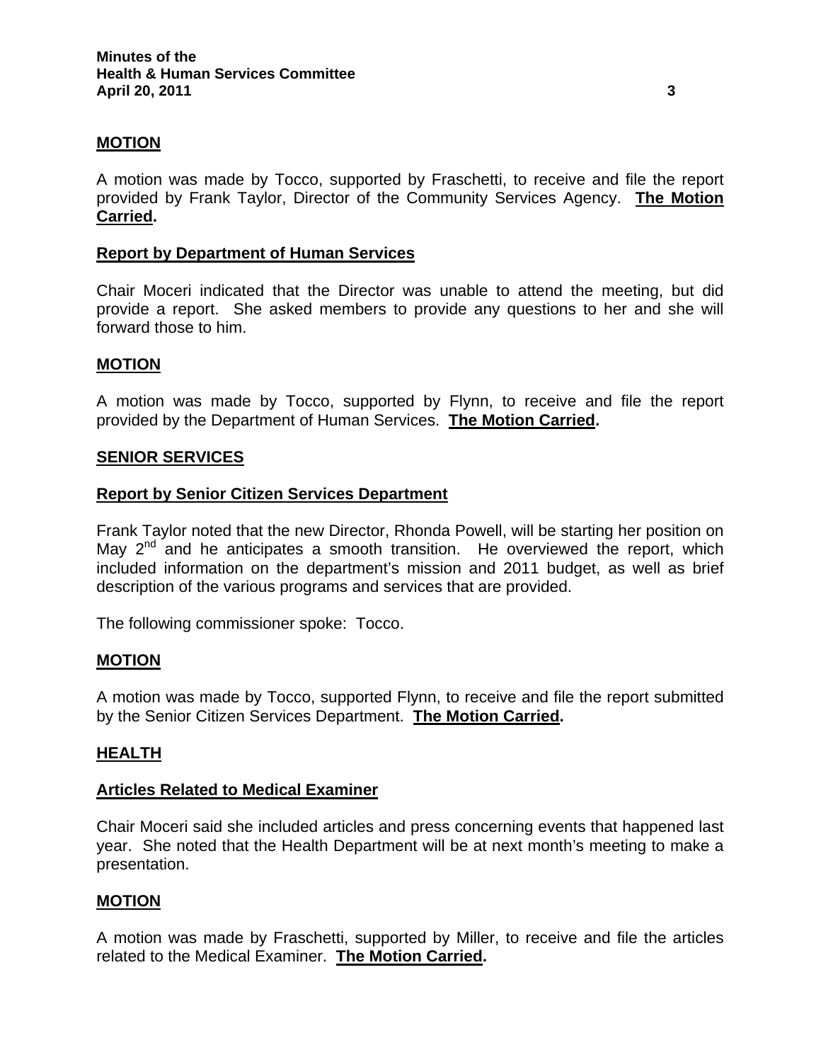**MOTION**

A motion was made by Tocco, supported by Fraschetti, to receive and file the report provided by Frank Taylor, Director of the Community Services Agency. **The Motion Carried.**

**Report by Department of Human Services**

Chair Moceri indicated that the Director was unable to attend the meeting, but did provide a report. She asked members to provide any questions to her and she will forward those to him.

**MOTION**

A motion was made by Tocco, supported by Flynn, to receive and file the report provided by the Department of Human Services. **The Motion Carried.**

**SENIOR SERVICES**

**Report by Senior Citizen Services Department**

Frank Taylor noted that the new Director, Rhonda Powell, will be starting her position on May 2nd and he anticipates a smooth transition. He overviewed the report, which included information on the department's mission and 2011 budget, as well as brief description of the various programs and services that are provided.

The following commissioner spoke: Tocco.

**MOTION**

A motion was made by Tocco, supported Flynn, to receive and file the report submitted by the Senior Citizen Services Department. **The Motion Carried.**

**HEALTH**

**Articles Related to Medical Examiner**

Chair Moceri said she included articles and press concerning events that happened last year. She noted that the Health Department will be at next month's meeting to make a presentation.

**MOTION**

A motion was made by Fraschetti, supported by Miller, to receive and file the articles related to the Medical Examiner. **The Motion Carried.**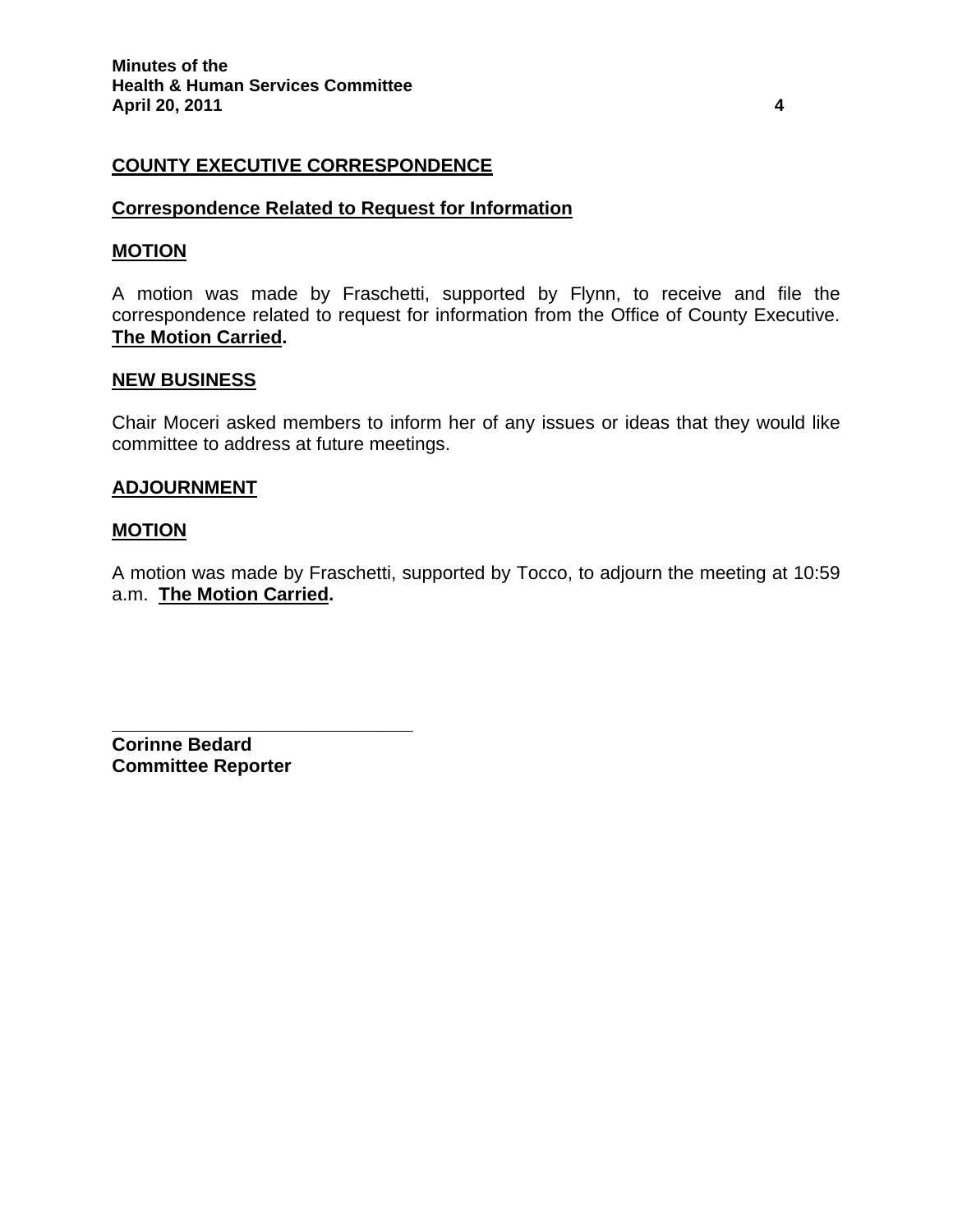**COUNTY EXECUTIVE CORRESPONDENCE**

**Correspondence Related to Request for Information**

**MOTION**

A motion was made by Fraschetti, supported by Flynn, to receive and file the correspondence related to request for information from the Office of County Executive. **The Motion Carried.**

**NEW BUSINESS**

Chair Moceri asked members to inform her of any issues or ideas that they would like committee to address at future meetings.

**ADJOURNMENT**

**MOTION**

A motion was made by Fraschetti, supported by Tocco, to adjourn the meeting at 10:59 a.m. **The Motion Carried.**

______________________________

**Corinne Bedard**
**Committee Reporter**